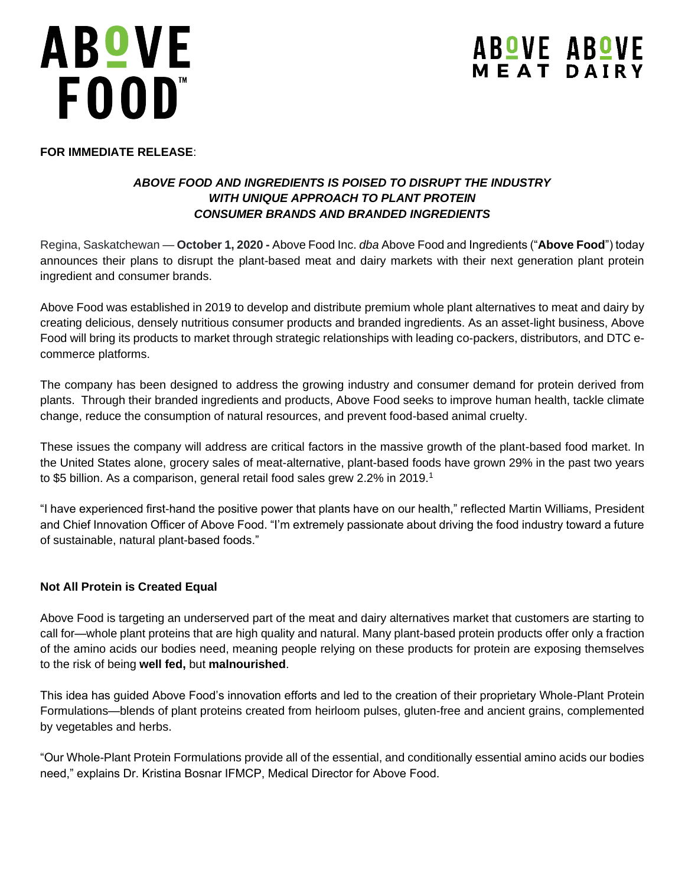**FOR IMMEDIATE RELEASE**:

### *ABOVE FOOD AND INGREDIENTS IS POISED TO DISRUPT THE INDUSTRY WITH UNIQUE APPROACH TO PLANT PROTEIN CONSUMER BRANDS AND BRANDED INGREDIENTS*

Regina, Saskatchewan — **October 1, 2020 -** Above Food Inc. *dba* Above Food and Ingredients ("**Above Food**") today announces their plans to disrupt the plant-based meat and dairy markets with their next generation plant protein ingredient and consumer brands.

Above Food was established in 2019 to develop and distribute premium whole plant alternatives to meat and dairy by creating delicious, densely nutritious consumer products and branded ingredients. As an asset-light business, Above Food will bring its products to market through strategic relationships with leading co-packers, distributors, and DTC e-commerce platforms.

The company has been designed to address the growing industry and consumer demand for protein derived from plants. Through their branded ingredients and products, Above Food seeks to improve human health, tackle climate change, reduce the consumption of natural resources, and prevent food-based animal cruelty.

These issues the company will address are critical factors in the massive growth of the plant-based food market. In the United States alone, grocery sales of meat-alternative, plant-based foods have grown 29% in the past two years to $5 billion. As a comparison, general retail food sales grew 2.2% in 2019.[1]

"I have experienced first-hand the positive power that plants have on our health," reflected Martin Williams, President and Chief Innovation Officer of Above Food. "I'm extremely passionate about driving the food industry toward a future of sustainable, natural plant-based foods."

**Not All Protein is Created Equal**

Above Food is targeting an underserved part of the meat and dairy alternatives market that customers are starting to call for—whole plant proteins that are high quality and natural. Many plant-based protein products offer only a fraction of the amino acids our bodies need, meaning people relying on these products for protein are exposing themselves to the risk of being **well fed,** but **malnourished**.

This idea has guided Above Food's innovation efforts and led to the creation of their proprietary Whole-Plant Protein Formulations—blends of plant proteins created from heirloom pulses, gluten-free and ancient grains, complemented by vegetables and herbs.

"Our Whole-Plant Protein Formulations provide all of the essential, and conditionally essential amino acids our bodies need," explains Dr. Kristina Bosnar IFMCP, Medical Director for Above Food.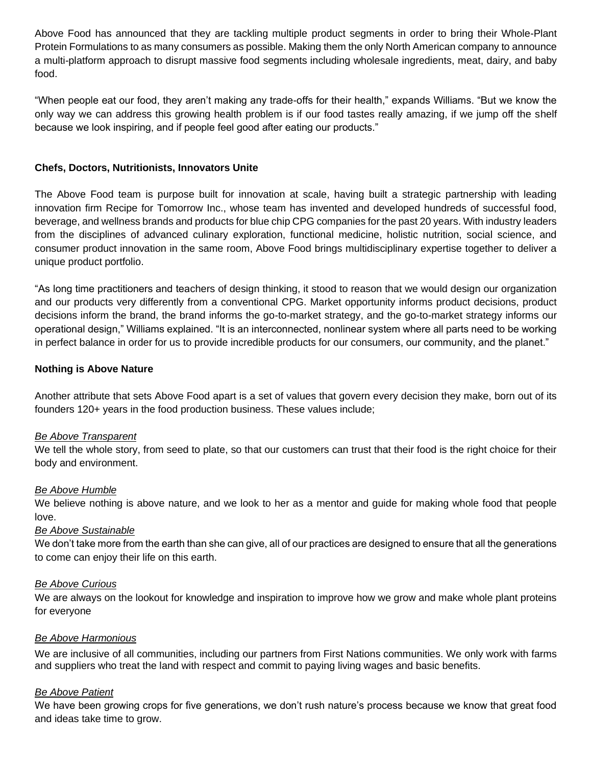Above Food has announced that they are tackling multiple product segments in order to bring their Whole-Plant Protein Formulations to as many consumers as possible. Making them the only North American company to announce a multi-platform approach to disrupt massive food segments including wholesale ingredients, meat, dairy, and baby food.

"When people eat our food, they aren't making any trade-offs for their health," expands Williams. "But we know the only way we can address this growing health problem is if our food tastes really amazing, if we jump off the shelf because we look inspiring, and if people feel good after eating our products."

**Chefs, Doctors, Nutritionists, Innovators Unite**

The Above Food team is purpose built for innovation at scale, having built a strategic partnership with leading innovation firm Recipe for Tomorrow Inc., whose team has invented and developed hundreds of successful food, beverage, and wellness brands and products for blue chip CPG companies for the past 20 years. With industry leaders from the disciplines of advanced culinary exploration, functional medicine, holistic nutrition, social science, and consumer product innovation in the same room, Above Food brings multidisciplinary expertise together to deliver a unique product portfolio.

"As long time practitioners and teachers of design thinking, it stood to reason that we would design our organization and our products very differently from a conventional CPG. Market opportunity informs product decisions, product decisions inform the brand, the brand informs the go-to-market strategy, and the go-to-market strategy informs our operational design," Williams explained. "It is an interconnected, nonlinear system where all parts need to be working in perfect balance in order for us to provide incredible products for our consumers, our community, and the planet."

**Nothing is Above Nature**

Another attribute that sets Above Food apart is a set of values that govern every decision they make, born out of its founders 120+ years in the food production business. These values include;

*Be Above Transparent*
We tell the whole story, from seed to plate, so that our customers can trust that their food is the right choice for their body and environment.

*Be Above Humble*
We believe nothing is above nature, and we look to her as a mentor and guide for making whole food that people love.

*Be Above Sustainable*
We don't take more from the earth than she can give, all of our practices are designed to ensure that all the generations to come can enjoy their life on this earth.

*Be Above Curious*
We are always on the lookout for knowledge and inspiration to improve how we grow and make whole plant proteins for everyone

*Be Above Harmonious*
We are inclusive of all communities, including our partners from First Nations communities. We only work with farms and suppliers who treat the land with respect and commit to paying living wages and basic benefits.

*Be Above Patient*
We have been growing crops for five generations, we don't rush nature's process because we know that great food and ideas take time to grow.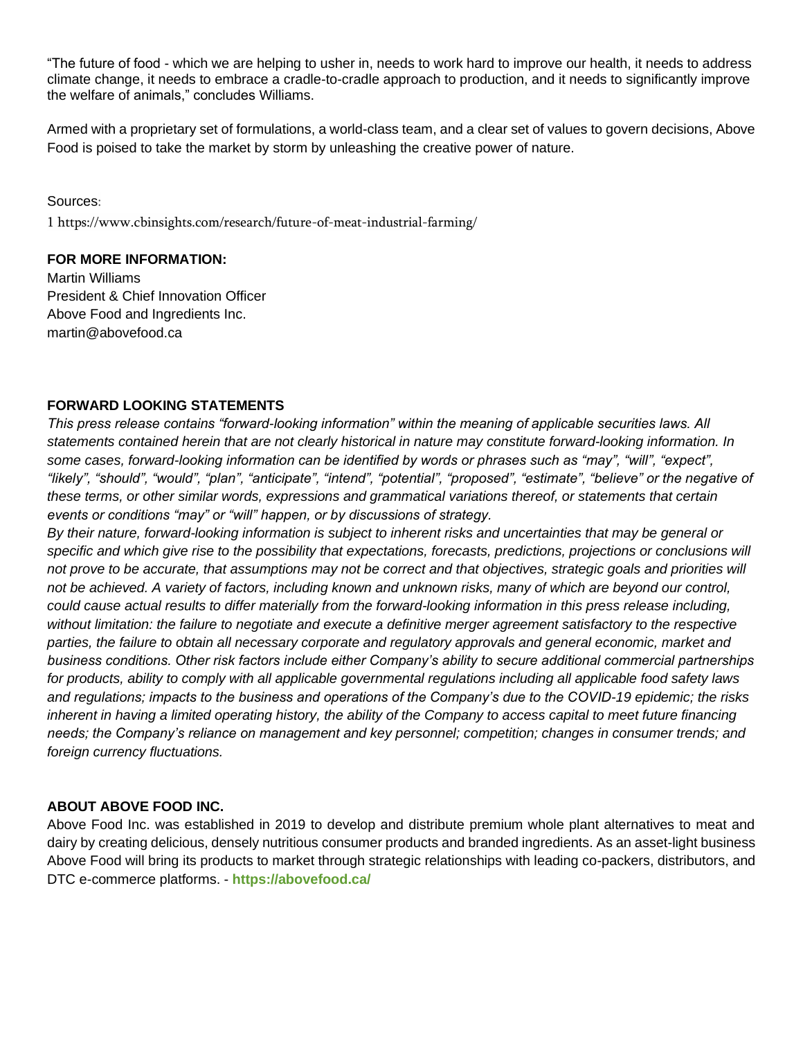"The future of food - which we are helping to usher in, needs to work hard to improve our health, it needs to address climate change, it needs to embrace a cradle-to-cradle approach to production, and it needs to significantly improve the welfare of animals," concludes Williams.

Armed with a proprietary set of formulations, a world-class team, and a clear set of values to govern decisions, Above Food is poised to take the market by storm by unleashing the creative power of nature.

Sources:

1 https://www.cbinsights.com/research/future-of-meat-industrial-farming/

**FOR MORE INFORMATION:**

Martin Williams
President & Chief Innovation Officer
Above Food and Ingredients Inc.
martin@abovefood.ca

**FORWARD LOOKING STATEMENTS**

*This press release contains "forward-looking information" within the meaning of applicable securities laws. All statements contained herein that are not clearly historical in nature may constitute forward-looking information. In some cases, forward-looking information can be identified by words or phrases such as "may", "will", "expect", "likely", "should", "would", "plan", "anticipate", "intend", "potential", "proposed", "estimate", "believe" or the negative of these terms, or other similar words, expressions and grammatical variations thereof, or statements that certain events or conditions "may" or "will" happen, or by discussions of strategy.*

*By their nature, forward-looking information is subject to inherent risks and uncertainties that may be general or specific and which give rise to the possibility that expectations, forecasts, predictions, projections or conclusions will not prove to be accurate, that assumptions may not be correct and that objectives, strategic goals and priorities will not be achieved. A variety of factors, including known and unknown risks, many of which are beyond our control, could cause actual results to differ materially from the forward-looking information in this press release including, without limitation: the failure to negotiate and execute a definitive merger agreement satisfactory to the respective parties, the failure to obtain all necessary corporate and regulatory approvals and general economic, market and business conditions. Other risk factors include either Company's ability to secure additional commercial partnerships for products, ability to comply with all applicable governmental regulations including all applicable food safety laws and regulations; impacts to the business and operations of the Company's due to the COVID-19 epidemic; the risks inherent in having a limited operating history, the ability of the Company to access capital to meet future financing needs; the Company's reliance on management and key personnel; competition; changes in consumer trends; and foreign currency fluctuations.*

**ABOUT ABOVE FOOD INC.**

Above Food Inc. was established in 2019 to develop and distribute premium whole plant alternatives to meat and dairy by creating delicious, densely nutritious consumer products and branded ingredients. As an asset-light business Above Food will bring its products to market through strategic relationships with leading co-packers, distributors, and DTC e-commerce platforms. - **https://abovefood.ca/**